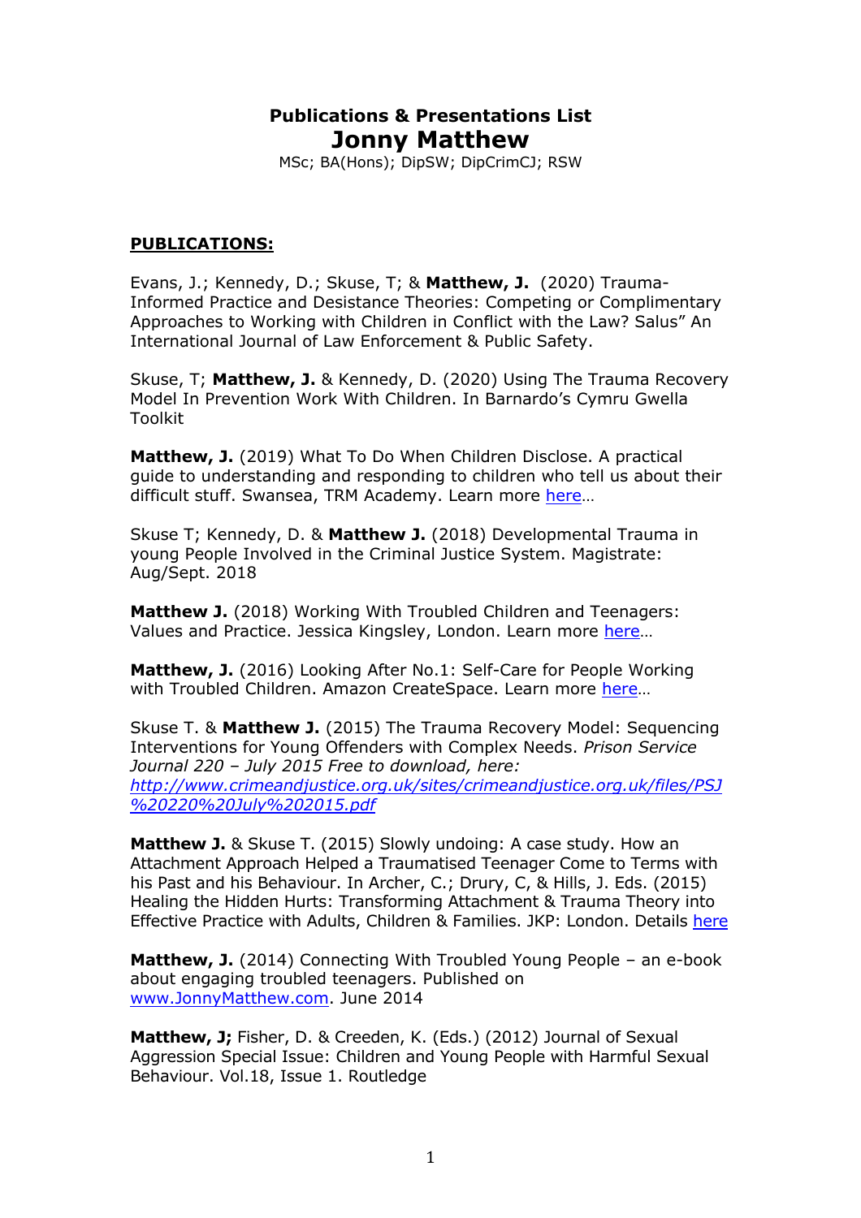# Publications & Presentations List

## Jonny Matthew

MSc; BA(Hons); DipSW; DipCrimCJ; RSW

**PUBLICATIONS:**

Evans, J.; Kennedy, D.; Skuse, T; & **Matthew, J.** (2020) Trauma-Informed Practice and Desistance Theories: Competing or Complimentary Approaches to Working with Children in Conflict with the Law? Salus" An International Journal of Law Enforcement & Public Safety.

Skuse, T; **Matthew, J.** & Kennedy, D. (2020) Using The Trauma Recovery Model In Prevention Work With Children. In Barnardo's Cymru Gwella Toolkit

**Matthew, J.** (2019) What To Do When Children Disclose. A practical guide to understanding and responding to children who tell us about their difficult stuff. Swansea, TRM Academy. Learn more here…

Skuse T; Kennedy, D. & **Matthew J.** (2018) Developmental Trauma in young People Involved in the Criminal Justice System. Magistrate: Aug/Sept. 2018

**Matthew J.** (2018) Working With Troubled Children and Teenagers: Values and Practice. Jessica Kingsley, London. Learn more here…

**Matthew, J.** (2016) Looking After No.1: Self-Care for People Working with Troubled Children. Amazon CreateSpace. Learn more here…

Skuse T. & **Matthew J.** (2015) The Trauma Recovery Model: Sequencing Interventions for Young Offenders with Complex Needs. *Prison Service Journal 220 – July 2015 Free to download, here: http://www.crimeandjustice.org.uk/sites/crimeandjustice.org.uk/files/PSJ%20220%20July%202015.pdf*

**Matthew J.** & Skuse T. (2015) Slowly undoing: A case study. How an Attachment Approach Helped a Traumatised Teenager Come to Terms with his Past and his Behaviour. In Archer, C.; Drury, C, & Hills, J. Eds. (2015) Healing the Hidden Hurts: Transforming Attachment & Trauma Theory into Effective Practice with Adults, Children & Families. JKP: London. Details here

**Matthew, J.** (2014) Connecting With Troubled Young People – an e-book about engaging troubled teenagers. Published on www.JonnyMatthew.com. June 2014

**Matthew, J;** Fisher, D. & Creeden, K. (Eds.) (2012) Journal of Sexual Aggression Special Issue: Children and Young People with Harmful Sexual Behaviour. Vol.18, Issue 1. Routledge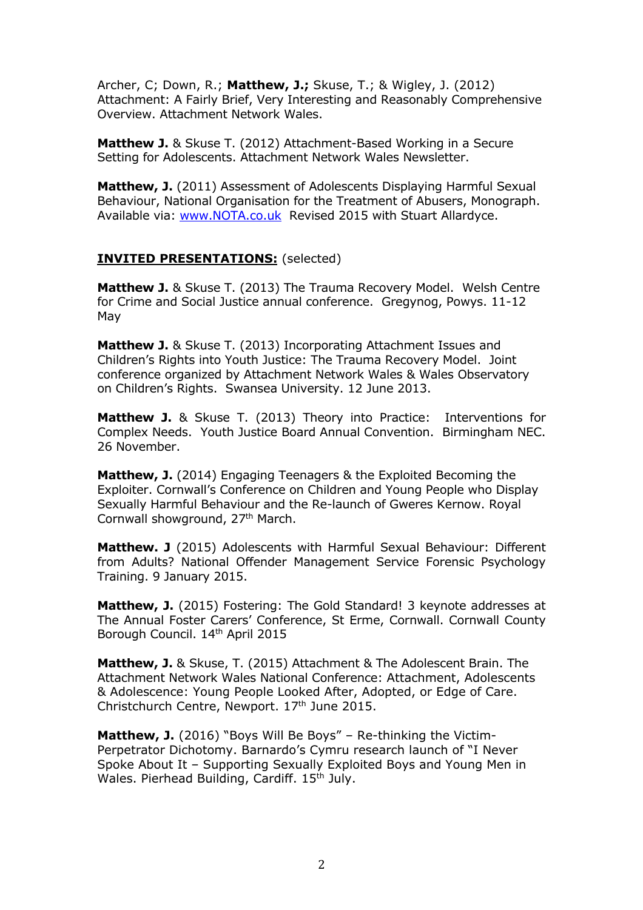Archer, C; Down, R.; **Matthew, J.;** Skuse, T.; & Wigley, J. (2012) Attachment: A Fairly Brief, Very Interesting and Reasonably Comprehensive Overview. Attachment Network Wales.

**Matthew J.** & Skuse T. (2012) Attachment-Based Working in a Secure Setting for Adolescents. Attachment Network Wales Newsletter.

**Matthew, J.** (2011) Assessment of Adolescents Displaying Harmful Sexual Behaviour, National Organisation for the Treatment of Abusers, Monograph. Available via: [www.NOTA.co.uk](www.NOTA.co.uk) Revised 2015 with Stuart Allardyce.

**INVITED PRESENTATIONS:** (selected)

**Matthew J.** & Skuse T. (2013) The Trauma Recovery Model. Welsh Centre for Crime and Social Justice annual conference. Gregynog, Powys. 11-12 May

**Matthew J.** & Skuse T. (2013) Incorporating Attachment Issues and Children's Rights into Youth Justice: The Trauma Recovery Model. Joint conference organized by Attachment Network Wales & Wales Observatory on Children's Rights. Swansea University. 12 June 2013.

**Matthew J.** & Skuse T. (2013) Theory into Practice: Interventions for Complex Needs. Youth Justice Board Annual Convention. Birmingham NEC. 26 November.

**Matthew, J.** (2014) Engaging Teenagers & the Exploited Becoming the Exploiter. Cornwall's Conference on Children and Young People who Display Sexually Harmful Behaviour and the Re-launch of Gweres Kernow. Royal Cornwall showground, 27th March.

**Matthew. J** (2015) Adolescents with Harmful Sexual Behaviour: Different from Adults? National Offender Management Service Forensic Psychology Training. 9 January 2015.

**Matthew, J.** (2015) Fostering: The Gold Standard! 3 keynote addresses at The Annual Foster Carers' Conference, St Erme, Cornwall. Cornwall County Borough Council. 14th April 2015

**Matthew, J.** & Skuse, T. (2015) Attachment & The Adolescent Brain. The Attachment Network Wales National Conference: Attachment, Adolescents & Adolescence: Young People Looked After, Adopted, or Edge of Care. Christchurch Centre, Newport. 17th June 2015.

**Matthew, J.** (2016) "Boys Will Be Boys" – Re-thinking the Victim-Perpetrator Dichotomy. Barnardo's Cymru research launch of "I Never Spoke About It – Supporting Sexually Exploited Boys and Young Men in Wales. Pierhead Building, Cardiff. 15th July.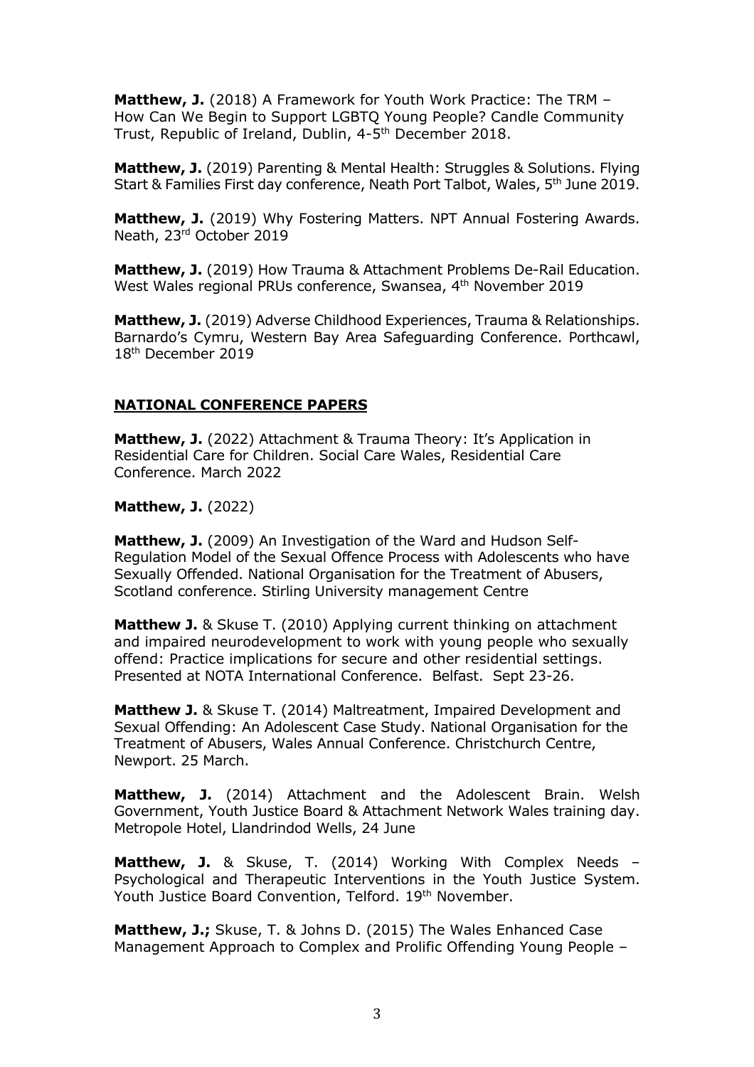**Matthew, J.** (2018) A Framework for Youth Work Practice: The TRM – How Can We Begin to Support LGBTQ Young People? Candle Community Trust, Republic of Ireland, Dublin, 4-5th December 2018.

**Matthew, J.** (2019) Parenting & Mental Health: Struggles & Solutions. Flying Start & Families First day conference, Neath Port Talbot, Wales, 5th June 2019.

**Matthew, J.** (2019) Why Fostering Matters. NPT Annual Fostering Awards. Neath, 23rd October 2019

**Matthew, J.** (2019) How Trauma & Attachment Problems De-Rail Education. West Wales regional PRUs conference, Swansea, 4th November 2019

**Matthew, J.** (2019) Adverse Childhood Experiences, Trauma & Relationships. Barnardo's Cymru, Western Bay Area Safeguarding Conference. Porthcawl, 18th December 2019

## NATIONAL CONFERENCE PAPERS

**Matthew, J.** (2022) Attachment & Trauma Theory: It's Application in Residential Care for Children. Social Care Wales, Residential Care Conference. March 2022

**Matthew, J.** (2022)

**Matthew, J.** (2009) An Investigation of the Ward and Hudson Self-Regulation Model of the Sexual Offence Process with Adolescents who have Sexually Offended. National Organisation for the Treatment of Abusers, Scotland conference. Stirling University management Centre

**Matthew J.** & Skuse T. (2010) Applying current thinking on attachment and impaired neurodevelopment to work with young people who sexually offend: Practice implications for secure and other residential settings. Presented at NOTA International Conference. Belfast. Sept 23-26.

**Matthew J.** & Skuse T. (2014) Maltreatment, Impaired Development and Sexual Offending: An Adolescent Case Study. National Organisation for the Treatment of Abusers, Wales Annual Conference. Christchurch Centre, Newport. 25 March.

**Matthew, J.** (2014) Attachment and the Adolescent Brain. Welsh Government, Youth Justice Board & Attachment Network Wales training day. Metropole Hotel, Llandrindod Wells, 24 June

**Matthew, J.** & Skuse, T. (2014) Working With Complex Needs – Psychological and Therapeutic Interventions in the Youth Justice System. Youth Justice Board Convention, Telford. 19th November.

**Matthew, J.;** Skuse, T. & Johns D. (2015) The Wales Enhanced Case Management Approach to Complex and Prolific Offending Young People –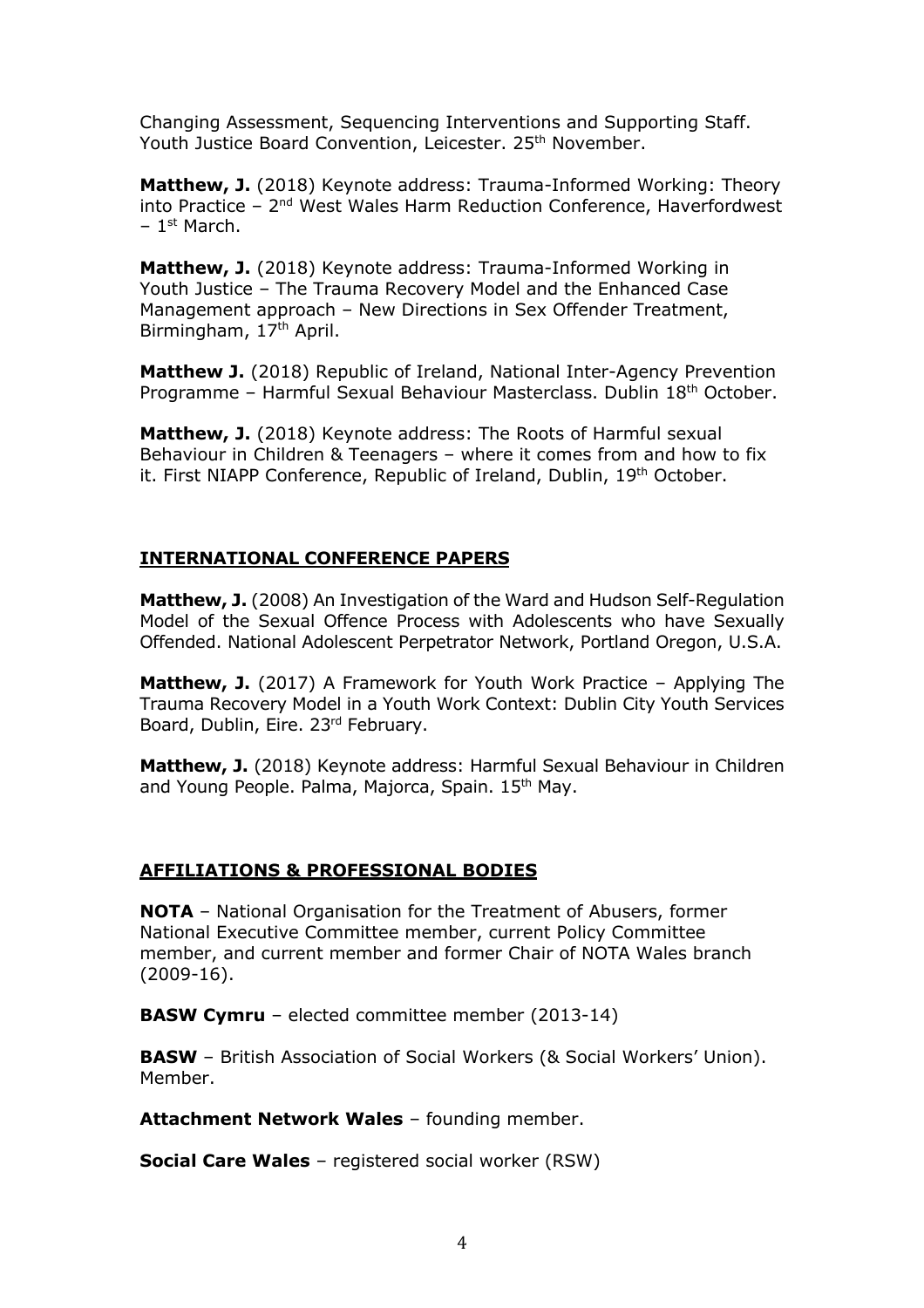Changing Assessment, Sequencing Interventions and Supporting Staff. Youth Justice Board Convention, Leicester. 25th November.

**Matthew, J.** (2018) Keynote address: Trauma-Informed Working: Theory into Practice – 2nd West Wales Harm Reduction Conference, Haverfordwest – 1st March.

**Matthew, J.** (2018) Keynote address: Trauma-Informed Working in Youth Justice – The Trauma Recovery Model and the Enhanced Case Management approach – New Directions in Sex Offender Treatment, Birmingham, 17th April.

**Matthew J.** (2018) Republic of Ireland, National Inter-Agency Prevention Programme – Harmful Sexual Behaviour Masterclass. Dublin 18th October.

**Matthew, J.** (2018) Keynote address: The Roots of Harmful sexual Behaviour in Children & Teenagers – where it comes from and how to fix it. First NIAPP Conference, Republic of Ireland, Dublin, 19th October.

## INTERNATIONAL CONFERENCE PAPERS

**Matthew, J.** (2008) An Investigation of the Ward and Hudson Self-Regulation Model of the Sexual Offence Process with Adolescents who have Sexually Offended. National Adolescent Perpetrator Network, Portland Oregon, U.S.A.

**Matthew, J.** (2017) A Framework for Youth Work Practice – Applying The Trauma Recovery Model in a Youth Work Context: Dublin City Youth Services Board, Dublin, Eire. 23rd February.

**Matthew, J.** (2018) Keynote address: Harmful Sexual Behaviour in Children and Young People. Palma, Majorca, Spain. 15th May.

## AFFILIATIONS & PROFESSIONAL BODIES

**NOTA** – National Organisation for the Treatment of Abusers, former National Executive Committee member, current Policy Committee member, and current member and former Chair of NOTA Wales branch (2009-16).

**BASW Cymru** – elected committee member (2013-14)

**BASW** – British Association of Social Workers (& Social Workers' Union). Member.

**Attachment Network Wales** – founding member.

**Social Care Wales** – registered social worker (RSW)